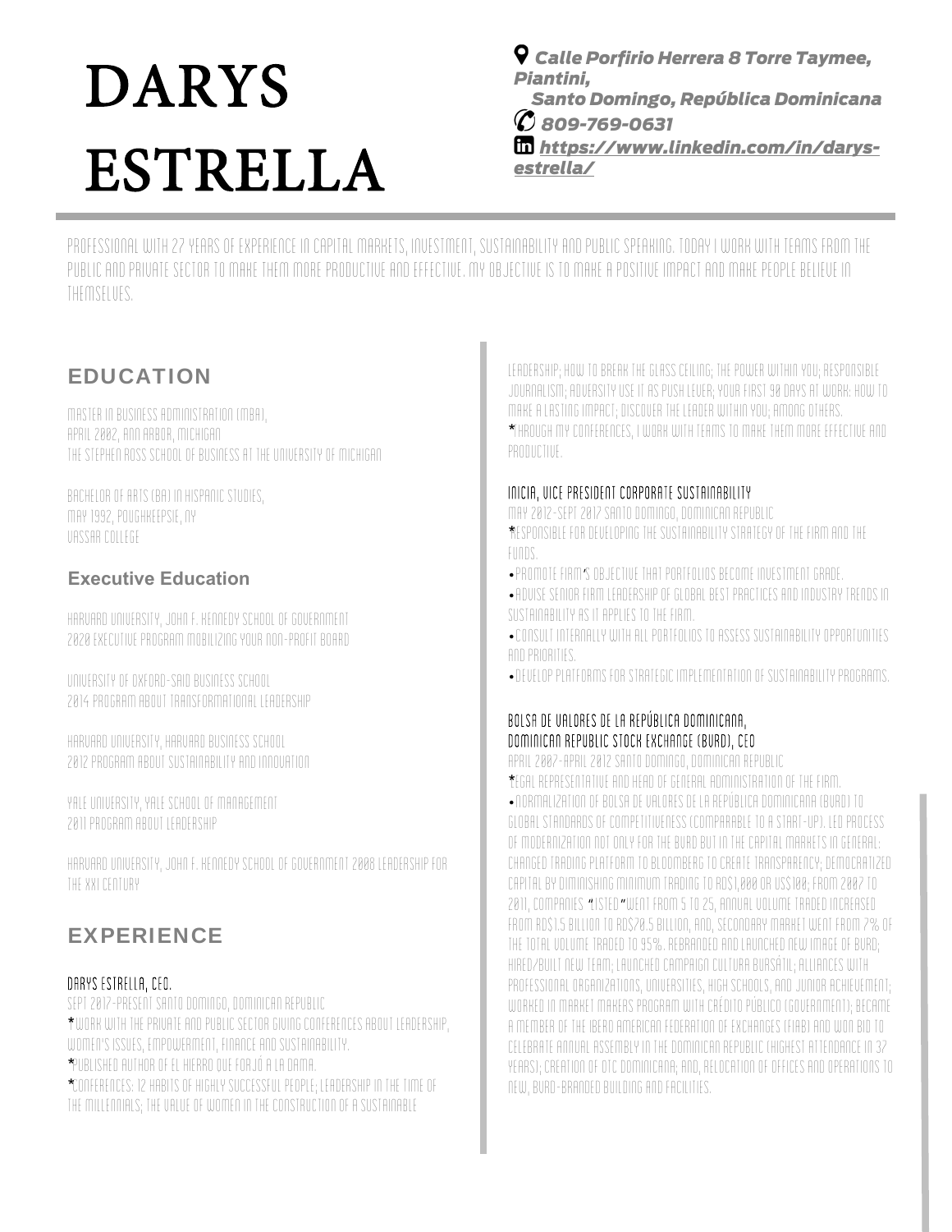# DARYS ESTRELLA

*Calle Porfirio Herrera 8 Torre Taymee, Piantini, Santo Domingo, República Dominicana*
*809-769-0631*
*https://www.linkedin.com/in/darys-estrella/*

PROFESSIONAL WITH 27 YEARS OF EXPERIENCE IN CAPITAL MARKETS, INVESTMENT, SUSTAINABILITY AND PUBLIC SPEAKING. TODAY I WORK WITH TEAMS FROM THE PUBLIC AND PRIVATE SECTOR TO MAKE THEM MORE PRODUCTIVE AND EFFECTIVE. MY OBJECTIVE IS TO MAKE A POSITIVE IMPACT AND MAKE PEOPLE BELIEVE IN THEMSELVES.

## EDUCATION

MASTER IN BUSINESS ADMINISTRATION (MBA),
APRIL 2002, ANN ARBOR, MICHIGAN
THE STEPHEN ROSS SCHOOL OF BUSINESS AT THE UNIVERSITY OF MICHIGAN

BACHELOR OF ARTS (BA) IN HISPANIC STUDIES,
MAY 1992, POUGHKEEPSIE, NY
VASSAR COLLEGE

### Executive Education

HARVARD UNIVERSITY, JOHN F. KENNEDY SCHOOL OF GOVERNMENT
2020 EXECUTIVE PROGRAM MOBILIZING YOUR NON-PROFIT BOARD

UNIVERSITY OF OXFORD-SAID BUSINESS SCHOOL
2014 PROGRAM ABOUT TRANSFORMATIONAL LEADERSHIP

HARVARD UNIVERSITY, HARVARD BUSINESS SCHOOL
2012 PROGRAM ABOUT SUSTAINABILITY AND INNOVATION

YALE UNIVERSITY, YALE SCHOOL OF MANAGEMENT
2011 PROGRAM ABOUT LEADERSHIP

HARVARD UNIVERSITY, JOHN F. KENNEDY SCHOOL OF GOVERNMENT 2008 LEADERSHIP FOR THE XXI CENTURY

## EXPERIENCE

### DARYS ESTRELLA, CEO.

SEPT 2017-PRESENT SANTO DOMINGO, DOMINICAN REPUBLIC

*WORK WITH THE PRIVATE AND PUBLIC SECTOR GIVING CONFERENCES ABOUT LEADERSHIP, WOMEN'S ISSUES, EMPOWERMENT, FINANCE AND SUSTAINABILITY.

*PUBLISHED AUTHOR OF EL HIERRO QUE FORJÓ A LA DAMA.

*CONFERENCES: 12 HABITS OF HIGHLY SUCCESSFUL PEOPLE; LEADERSHIP IN THE TIME OF THE MILLENNIALS; THE VALUE OF WOMEN IN THE CONSTRUCTION OF A SUSTAINABLE LEADERSHIP; HOW TO BREAK THE GLASS CEILING; THE POWER WITHIN YOU; RESPONSIBLE JOURNALISM; ADVERSITY USE IT AS PUSH LEVER; YOUR FIRST 90 DAYS AT WORK: HOW TO MAKE A LASTING IMPACT; DISCOVER THE LEADER WITHIN YOU; AMONG OTHERS.

*THROUGH MY CONFERENCES, I WORK WITH TEAMS TO MAKE THEM MORE EFFECTIVE AND PRODUCTIVE.

### INICIA, VICE PRESIDENT CORPORATE SUSTAINABILITY

MAY 2012-SEPT 2017 SANTO DOMINGO, DOMINICAN REPUBLIC

*RESPONSIBLE FOR DEVELOPING THE SUSTAINABILITY STRATEGY OF THE FIRM AND THE FUNDS.

- PROMOTE FIRM'S OBJECTIVE THAT PORTFOLIOS BECOME INVESTMENT GRADE.
- ADVISE SENIOR FIRM LEADERSHIP OF GLOBAL BEST PRACTICES AND INDUSTRY TRENDS IN SUSTAINABILITY AS IT APPLIES TO THE FIRM.
- CONSULT INTERNALLY WITH ALL PORTFOLIOS TO ASSESS SUSTAINABILITY OPPORTUNITIES AND PRIORITIES.
- DEVELOP PLATFORMS FOR STRATEGIC IMPLEMENTATION OF SUSTAINABILITY PROGRAMS.

### BOLSA DE VALORES DE LA REPÚBLICA DOMINICANA, DOMINICAN REPUBLIC STOCK EXCHANGE (BVRD), CEO

APRIL 2007-APRIL 2012 SANTO DOMINGO, DOMINICAN REPUBLIC

*LEGAL REPRESENTATIVE AND HEAD OF GENERAL ADMINISTRATION OF THE FIRM.

- NORMALIZATION OF BOLSA DE VALORES DE LA REPÚBLICA DOMINICANA (BVRD) TO GLOBAL STANDARDS OF COMPETITIVENESS (COMPARABLE TO A START-UP). LED PROCESS OF MODERNIZATION NOT ONLY FOR THE BVRD BUT IN THE CAPITAL MARKETS IN GENERAL: CHANGED TRADING PLATFORM TO BLOOMBERG TO CREATE TRANSPARENCY; DEMOCRATIZED CAPITAL BY DIMINISHING MINIMUM TRADING TO RD$1,000 OR US$100; FROM 2007 TO 2011, COMPANIES "LISTED" WENT FROM 5 TO 25, ANNUAL VOLUME TRADED INCREASED FROM RD$1.5 BILLION TO RD$70.5 BILLION, AND, SECONDARY MARKET WENT FROM 7% OF THE TOTAL VOLUME TRADED TO 95%. REBRANDED AND LAUNCHED NEW IMAGE OF BVRD; HIRED/BUILT NEW TEAM; LAUNCHED CAMPAIGN CULTURA BURSÁTIL; ALLIANCES WITH PROFESSIONAL ORGANIZATIONS, UNIVERSITIES, HIGH SCHOOLS, AND JUNIOR ACHIEVEMENT; WORKED IN MARKET MAKERS PROGRAM WITH CRÉDITO PÚBLICO (GOVERNMENT); BECAME A MEMBER OF THE IBERO AMERICAN FEDERATION OF EXCHANGES (FIAB) AND WON BID TO CELEBRATE ANNUAL ASSEMBLY IN THE DOMINICAN REPUBLIC (HIGHEST ATTENDANCE IN 37 YEARS); CREATION OF OTC DOMINICANA; AND, RELOCATION OF OFFICES AND OPERATIONS TO NEW, BVRD-BRANDED BUILDING AND FACILITIES.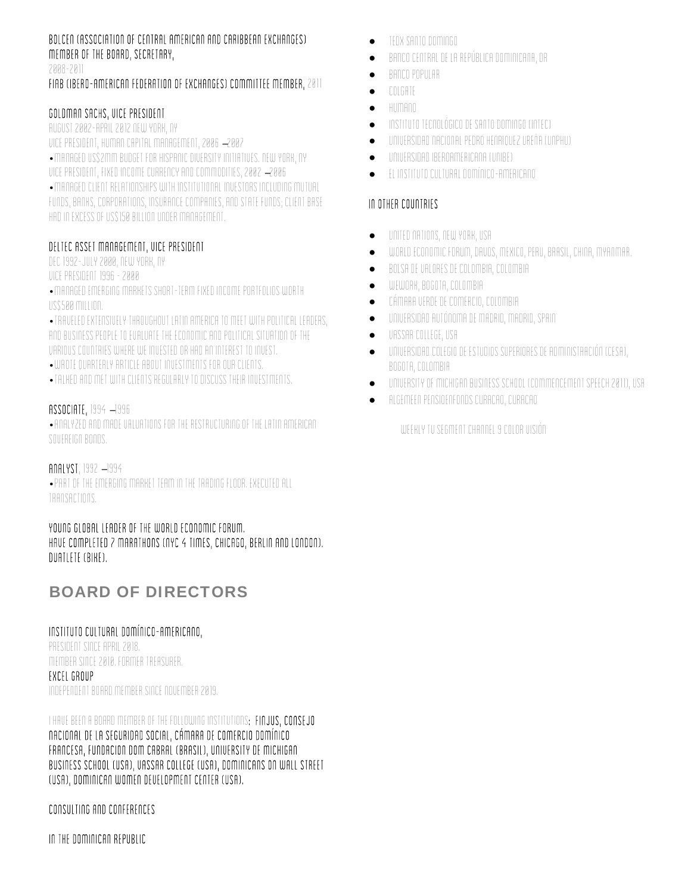BOLCEN (ASSOCIATION OF CENTRAL AMERICAN AND CARIBBEAN EXCHANGES) MEMBER OF THE BOARD, SECRETARY,

2008-2011

FIAB (IBERO-AMERICAN FEDERATION OF EXCHANGES) COMMITTEE MEMBER, 2011

GOLDMAN SACHS, VICE PRESIDENT

AUGUST 2002-APRIL 2012 NEW YORK, NY

VICE PRESIDENT, HUMAN CAPITAL MANAGEMENT, 2006 –2007

• MANAGED US$2MM BUDGET FOR HISPANIC DIVERSITY INITIATIVES. NEW YORK, NY

VICE PRESIDENT, FIXED INCOME CURRENCY AND COMMODITIES, 2002 –2006

• MANAGED CLIENT RELATIONSHIPS WITH INSTITUTIONAL INVESTORS INCLUDING MUTUAL FUNDS, BANKS, CORPORATIONS, INSURANCE COMPANIES, AND STATE FUNDS; CLIENT BASE HAD IN EXCESS OF US$150 BILLION UNDER MANAGEMENT.

DELTEC ASSET MANAGEMENT, VICE PRESIDENT

DEC 1992- JULY 2000, NEW YORK, NY

VICE PRESIDENT 1996 - 2000

• MANAGED EMERGING MARKETS SHORT-TERM FIXED INCOME PORTFOLIOS WORTH US$500 MILLION.

• TRAVELED EXTENSIVELY THROUGHOUT LATIN AMERICA TO MEET WITH POLITICAL LEADERS, AND BUSINESS PEOPLE TO EVALUATE THE ECONOMIC AND POLITICAL SITUATION OF THE VARIOUS COUNTRIES WHERE WE INVESTED OR HAD AN INTEREST TO INVEST.

• WROTE QUARTERLY ARTICLE ABOUT INVESTMENTS FOR OUR CLIENTS.

• TALKED AND MET WITH CLIENTS REGULARLY TO DISCUSS THEIR INVESTMENTS.

ASSOCIATE, 1994 –1996

• ANALYZED AND MADE VALUATIONS FOR THE RESTRUCTURING OF THE LATIN AMERICAN SOVEREIGN BONDS.

ANALYST, 1992 –1994

• PART OF THE EMERGING MARKET TEAM IN THE TRADING FLOOR. EXECUTED ALL TRANSACTIONS.

YOUNG GLOBAL LEADER OF THE WORLD ECONOMIC FORUM.
HAVE COMPLETED 7 MARATHONS (NYC 4 TIMES, CHICAGO, BERLIN AND LONDON).
DUATLETE (BIKE).

## BOARD OF DIRECTORS

INSTITUTO CULTURAL DOMÍNICO-AMERICANO,

PRESIDENT SINCE APRIL 2018.

MEMBER SINCE 2010. FORMER TREASURER.

EXCEL GROUP

INDEPENDENT BOARD MEMBER SINCE NOVEMBER 2019.

I HAVE BEEN A BOARD MEMBER OF THE FOLLOWING INSTITUTIONS: FINJUS, CONSEJO NACIONAL DE LA SEGURIDAD SOCIAL, CÁMARA DE COMERCIO DOMÍNICO FRANCESA, FUNDACION DOM CABRAL (BRASIL), UNIVERSITY DE MICHIGAN BUSINESS SCHOOL (USA), VASSAR COLLEGE (USA), DOMINICANS ON WALL STREET (USA), DOMINICAN WOMEN DEVELOPMENT CENTER (USA).

CONSULTING AND CONFERENCES

IN THE DOMINICAN REPUBLIC

- TEDX SANTO DOMINGO
- BANCO CENTRAL DE LA REPÚBLICA DOMINICANA, DR
- BANCO POPULAR
- COLGATE
- HUMANO
- INSTITUTO TECNOLÓGICO DE SANTO DOMINGO (INTEC)
- UNIVERSIDAD NACIONAL PEDRO HENRIQUEZ UREÑA (UNPHU)
- UNIVERSIDAD IBEROAMERICANA (UNIBE)
- EL INSTITUTO CULTURAL DOMÍNICO-AMERICANO

IN OTHER COUNTRIES

- UNITED NATIONS, NEW YORK, USA
- WORLD ECONOMIC FORUM, DAVOS, MEXICO, PERU, BRASIL, CHINA, MYANMAR.
- BOLSA DE VALORES DE COLOMBIA, COLOMBIA
- WEWORK, BOGOTA, COLOMBIA
- CÁMARA VERDE DE COMERCIO, COLOMBIA
- UNIVERSIDAD AUTÓNOMA DE MADRID, MADRID, SPAIN
- VASSAR COLLEGE, USA
- UNIVERSIDAD COLEGIO DE ESTUDIOS SUPERIORES DE ADMINISTRACIÓN (CESA), BOGOTA, COLOMBIA
- UNIVERSITY OF MICHIGAN BUSINESS SCHOOL (COMMENCEMENT SPEECH 2011), USA
- ALGEMEEN PENSIOENFONDS CURACAO, CURACAO

WEEKLY TV SEGMENT CHANNEL 9 COLOR VISIÓN